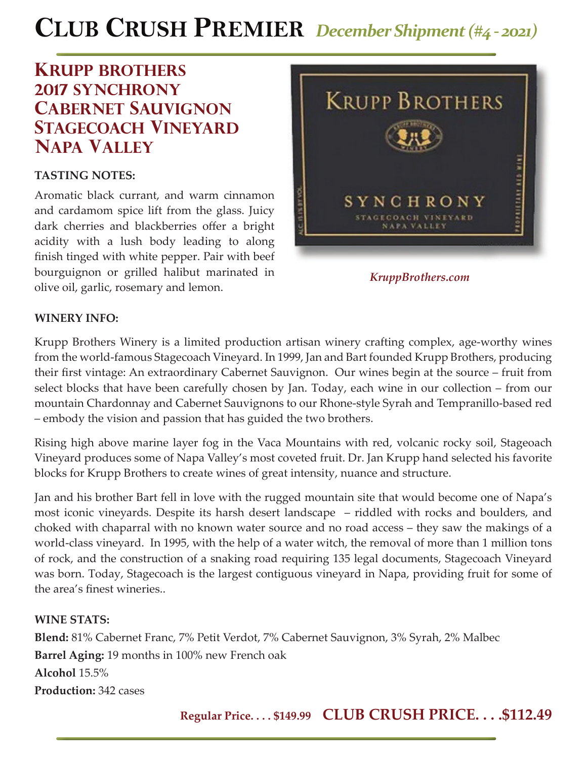# Club Crush Premier *December Shipment (#4 - 2021)*

## Krupp Brothers 2017 Synchrony Cabernet Sauvignon Stagecoach Vineyard Napa Valley

**TASTING NOTES:**

Aromatic black currant, and warm cinnamon and cardamom spice lift from the glass. Juicy dark cherries and blackberries offer a bright acidity with a lush body leading to along finish tinged with white pepper. Pair with beef bourguignon or grilled halibut marinated in olive oil, garlic, rosemary and lemon.

*KruppBrothers.com*

**WINERY INFO:**

Krupp Brothers Winery is a limited production artisan winery crafting complex, age-worthy wines from the world-famous Stagecoach Vineyard. In 1999, Jan and Bart founded Krupp Brothers, producing their first vintage: An extraordinary Cabernet Sauvignon. Our wines begin at the source – fruit from select blocks that have been carefully chosen by Jan. Today, each wine in our collection – from our mountain Chardonnay and Cabernet Sauvignons to our Rhone-style Syrah and Tempranillo-based red – embody the vision and passion that has guided the two brothers.

Rising high above marine layer fog in the Vaca Mountains with red, volcanic rocky soil, Stageoach Vineyard produces some of Napa Valley's most coveted fruit. Dr. Jan Krupp hand selected his favorite blocks for Krupp Brothers to create wines of great intensity, nuance and structure.

Jan and his brother Bart fell in love with the rugged mountain site that would become one of Napa's most iconic vineyards. Despite its harsh desert landscape – riddled with rocks and boulders, and choked with chaparral with no known water source and no road access – they saw the makings of a world-class vineyard. In 1995, with the help of a water witch, the removal of more than 1 million tons of rock, and the construction of a snaking road requiring 135 legal documents, Stagecoach Vineyard was born. Today, Stagecoach is the largest contiguous vineyard in Napa, providing fruit for some of the area's finest wineries..

**WINE STATS:**

**Blend:** 81% Cabernet Franc, 7% Petit Verdot, 7% Cabernet Sauvignon, 3% Syrah, 2% Malbec
**Barrel Aging:** 19 months in 100% new French oak
**Alcohol** 15.5%
**Production:** 342 cases

**Regular Price. . . . $149.99 CLUB CRUSH PRICE. . . .$112.49**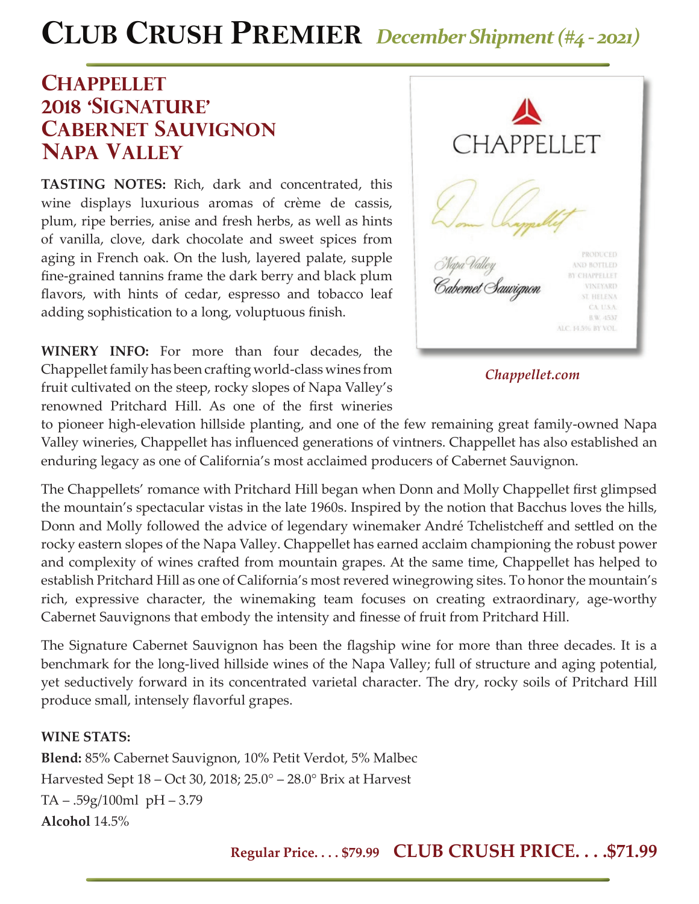# Club Crush Premier *December Shipment (#4 - 2021)*

## Chappellet 2018 'Signature' Cabernet Sauvignon Napa Valley

**TASTING NOTES:** Rich, dark and concentrated, this wine displays luxurious aromas of crème de cassis, plum, ripe berries, anise and fresh herbs, as well as hints of vanilla, clove, dark chocolate and sweet spices from aging in French oak. On the lush, layered palate, supple fine-grained tannins frame the dark berry and black plum flavors, with hints of cedar, espresso and tobacco leaf adding sophistication to a long, voluptuous finish.

**WINERY INFO:** For more than four decades, the Chappellet family has been crafting world-class wines from fruit cultivated on the steep, rocky slopes of Napa Valley's renowned Pritchard Hill. As one of the first wineries to pioneer high-elevation hillside planting, and one of the few remaining great family-owned Napa Valley wineries, Chappellet has influenced generations of vintners. Chappellet has also established an enduring legacy as one of California's most acclaimed producers of Cabernet Sauvignon.

*Chappellet.com*

The Chappellets' romance with Pritchard Hill began when Donn and Molly Chappellet first glimpsed the mountain's spectacular vistas in the late 1960s. Inspired by the notion that Bacchus loves the hills, Donn and Molly followed the advice of legendary winemaker André Tchelistcheff and settled on the rocky eastern slopes of the Napa Valley. Chappellet has earned acclaim championing the robust power and complexity of wines crafted from mountain grapes. At the same time, Chappellet has helped to establish Pritchard Hill as one of California's most revered winegrowing sites. To honor the mountain's rich, expressive character, the winemaking team focuses on creating extraordinary, age-worthy Cabernet Sauvignons that embody the intensity and finesse of fruit from Pritchard Hill.

The Signature Cabernet Sauvignon has been the flagship wine for more than three decades. It is a benchmark for the long-lived hillside wines of the Napa Valley; full of structure and aging potential, yet seductively forward in its concentrated varietal character. The dry, rocky soils of Pritchard Hill produce small, intensely flavorful grapes.

**WINE STATS:**

**Blend:** 85% Cabernet Sauvignon, 10% Petit Verdot, 5% Malbec

Harvested Sept 18 – Oct 30, 2018; 25.0° – 28.0° Brix at Harvest

TA – .59g/100ml pH – 3.79

**Alcohol** 14.5%

**Regular Price. . . . $79.99 CLUB CRUSH PRICE. . . .$71.99**